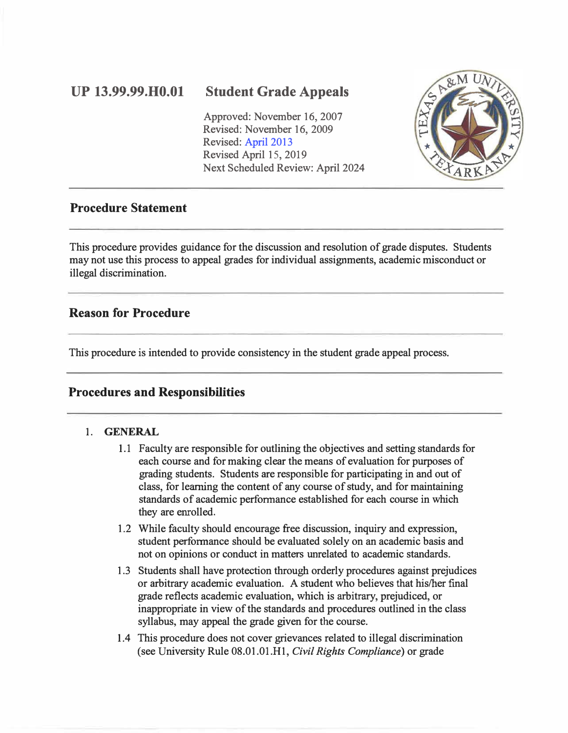# UP 13.99.99.H0.01 Student Grade Appeals

Approved: November 16, 2007
Revised: November 16, 2009
Revised: April 2013
Revised April 15, 2019
Next Scheduled Review: April 2024

## Procedure Statement

This procedure provides guidance for the discussion and resolution of grade disputes. Students may not use this process to appeal grades for individual assignments, academic misconduct or illegal discrimination.

## Reason for Procedure

This procedure is intended to provide consistency in the student grade appeal process.

## Procedures and Responsibilities

1. **GENERAL**

   1.1 Faculty are responsible for outlining the objectives and setting standards for each course and for making clear the means of evaluation for purposes of grading students. Students are responsible for participating in and out of class, for learning the content of any course of study, and for maintaining standards of academic performance established for each course in which they are enrolled.

   1.2 While faculty should encourage free discussion, inquiry and expression, student performance should be evaluated solely on an academic basis and not on opinions or conduct in matters unrelated to academic standards.

   1.3 Students shall have protection through orderly procedures against prejudices or arbitrary academic evaluation. A student who believes that his/her final grade reflects academic evaluation, which is arbitrary, prejudiced, or inappropriate in view of the standards and procedures outlined in the class syllabus, may appeal the grade given for the course.

   1.4 This procedure does not cover grievances related to illegal discrimination (see University Rule 08.01.01.H1, *Civil Rights Compliance*) or grade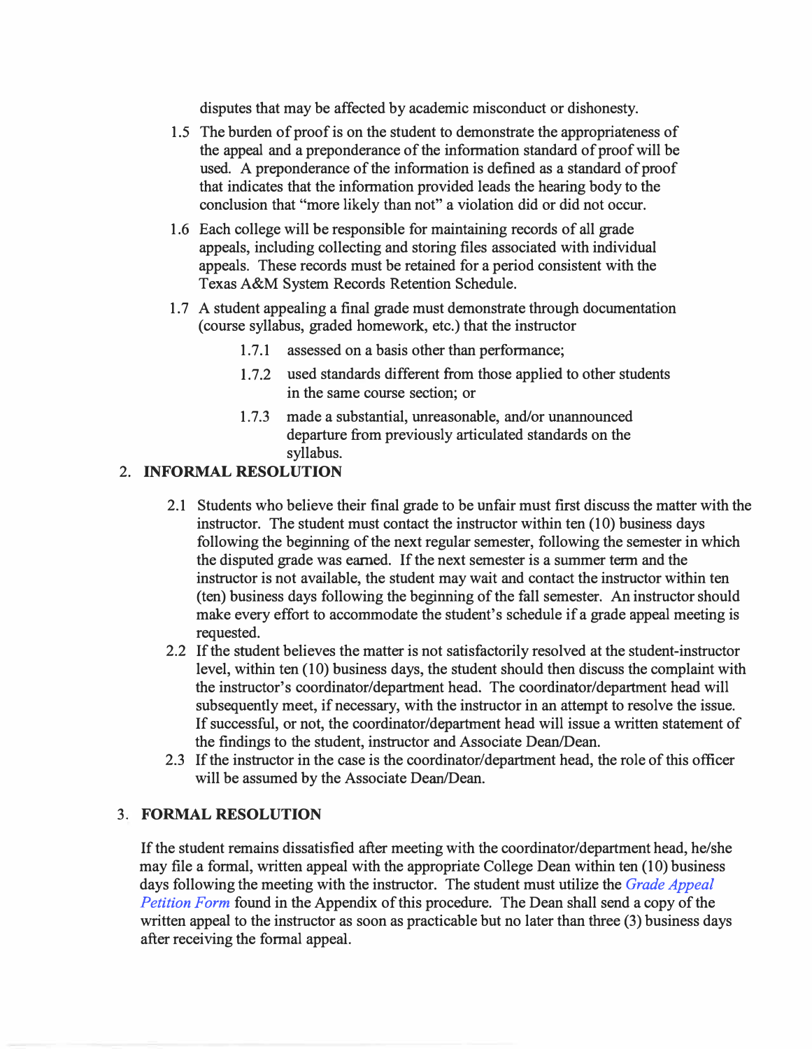disputes that may be affected by academic misconduct or dishonesty.

1.5 The burden of proof is on the student to demonstrate the appropriateness of the appeal and a preponderance of the information standard of proof will be used. A preponderance of the information is defined as a standard of proof that indicates that the information provided leads the hearing body to the conclusion that "more likely than not" a violation did or did not occur.

1.6 Each college will be responsible for maintaining records of all grade appeals, including collecting and storing files associated with individual appeals. These records must be retained for a period consistent with the Texas A&M System Records Retention Schedule.

1.7 A student appealing a final grade must demonstrate through documentation (course syllabus, graded homework, etc.) that the instructor

- 1.7.1 assessed on a basis other than performance;
- 1.7.2 used standards different from those applied to other students in the same course section; or
- 1.7.3 made a substantial, unreasonable, and/or unannounced departure from previously articulated standards on the syllabus.

## 2. INFORMAL RESOLUTION

2.1 Students who believe their final grade to be unfair must first discuss the matter with the instructor. The student must contact the instructor within ten (10) business days following the beginning of the next regular semester, following the semester in which the disputed grade was earned. If the next semester is a summer term and the instructor is not available, the student may wait and contact the instructor within ten (ten) business days following the beginning of the fall semester. An instructor should make every effort to accommodate the student's schedule if a grade appeal meeting is requested.

2.2 If the student believes the matter is not satisfactorily resolved at the student-instructor level, within ten (10) business days, the student should then discuss the complaint with the instructor's coordinator/department head. The coordinator/department head will subsequently meet, if necessary, with the instructor in an attempt to resolve the issue. If successful, or not, the coordinator/department head will issue a written statement of the findings to the student, instructor and Associate Dean/Dean.

2.3 If the instructor in the case is the coordinator/department head, the role of this officer will be assumed by the Associate Dean/Dean.

## 3. FORMAL RESOLUTION

If the student remains dissatisfied after meeting with the coordinator/department head, he/she may file a formal, written appeal with the appropriate College Dean within ten (10) business days following the meeting with the instructor. The student must utilize the *Grade Appeal Petition Form* found in the Appendix of this procedure. The Dean shall send a copy of the written appeal to the instructor as soon as practicable but no later than three (3) business days after receiving the formal appeal.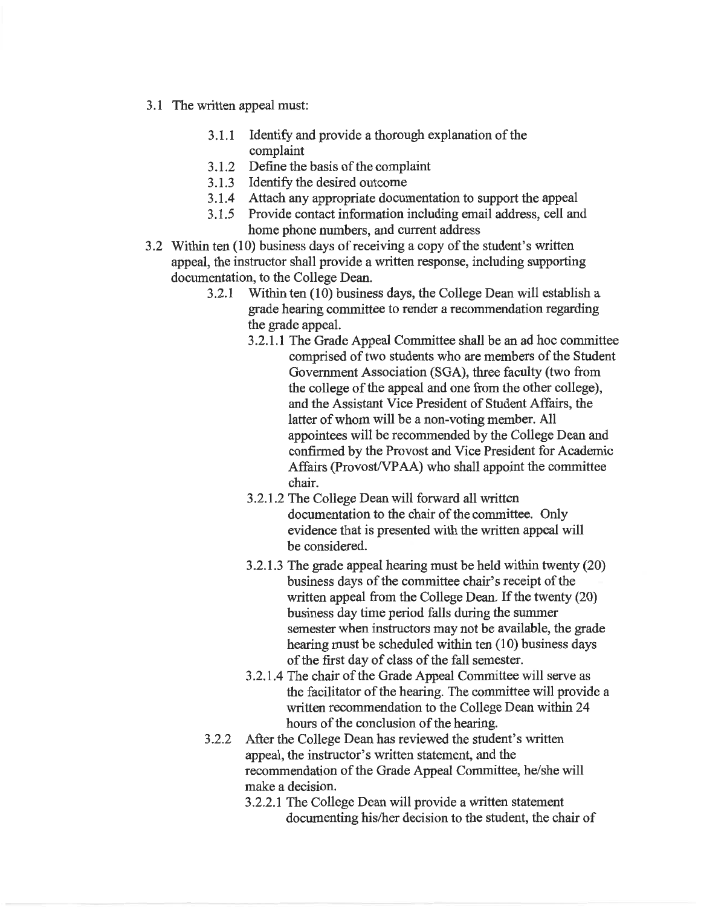- 3.1 The written appeal must:
  - 3.1.1 Identify and provide a thorough explanation of the complaint
  - 3.1.2 Define the basis of the complaint
  - 3.1.3 Identify the desired outcome
  - 3.1.4 Attach any appropriate documentation to support the appeal
  - 3.1.5 Provide contact information including email address, cell and home phone numbers, and current address
- 3.2 Within ten (10) business days of receiving a copy of the student's written appeal, the instructor shall provide a written response, including supporting documentation, to the College Dean.
  - 3.2.1 Within ten (10) business days, the College Dean will establish a grade hearing committee to render a recommendation regarding the grade appeal.
    - 3.2.1.1 The Grade Appeal Committee shall be an ad hoc committee comprised of two students who are members of the Student Government Association (SGA), three faculty (two from the college of the appeal and one from the other college), and the Assistant Vice President of Student Affairs, the latter of whom will be a non-voting member. All appointees will be recommended by the College Dean and confirmed by the Provost and Vice President for Academic Affairs (Provost/VPAA) who shall appoint the committee chair.
    - 3.2.1.2 The College Dean will forward all written documentation to the chair of the committee. Only evidence that is presented with the written appeal will be considered.
    - 3.2.1.3 The grade appeal hearing must be held within twenty (20) business days of the committee chair's receipt of the written appeal from the College Dean. If the twenty (20) business day time period falls during the summer semester when instructors may not be available, the grade hearing must be scheduled within ten (10) business days of the first day of class of the fall semester.
    - 3.2.1.4 The chair of the Grade Appeal Committee will serve as the facilitator of the hearing. The committee will provide a written recommendation to the College Dean within 24 hours of the conclusion of the hearing.
  - 3.2.2 After the College Dean has reviewed the student's written appeal, the instructor's written statement, and the recommendation of the Grade Appeal Committee, he/she will make a decision.
    - 3.2.2.1 The College Dean will provide a written statement documenting his/her decision to the student, the chair of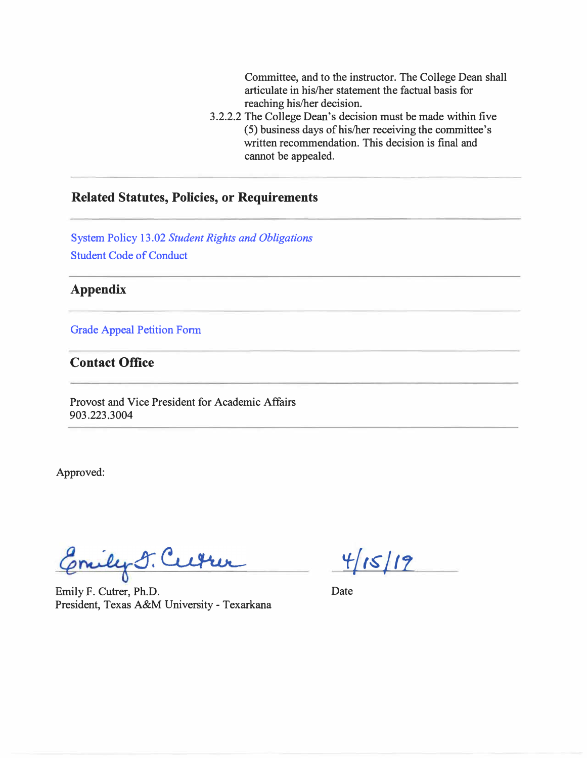Committee, and to the instructor. The College Dean shall articulate in his/her statement the factual basis for reaching his/her decision.

3.2.2.2 The College Dean's decision must be made within five (5) business days of his/her receiving the committee's written recommendation. This decision is final and cannot be appealed.

## Related Statutes, Policies, or Requirements

System Policy 13.02 *Student Rights and Obligations*

Student Code of Conduct

## Appendix

Grade Appeal Petition Form

## Contact Office

Provost and Vice President for Academic Affairs
903.223.3004

Approved:

Emily F. Cutrer

Emily F. Cutrer, Ph.D.
President, Texas A&M University - Texarkana

4/15/19

Date